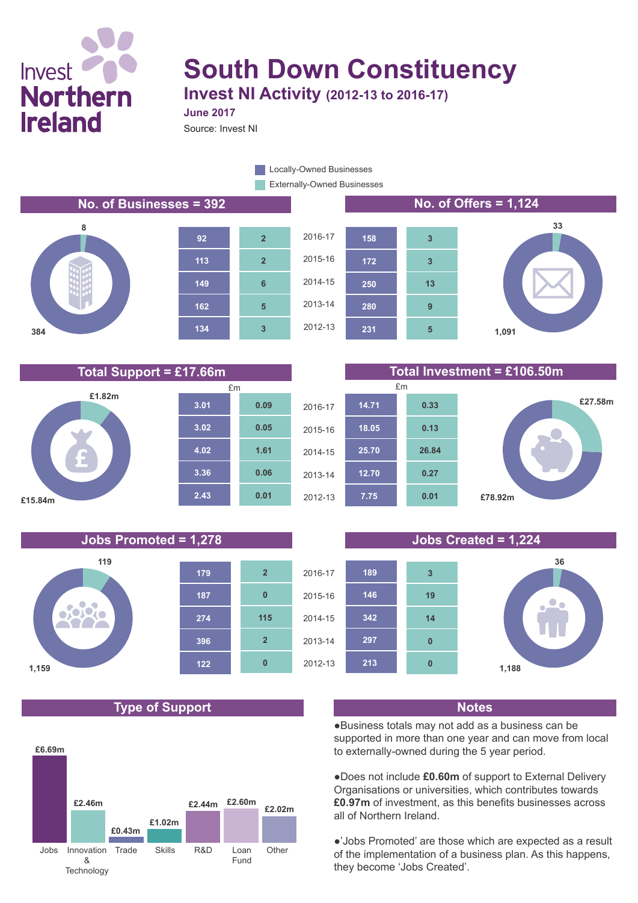Invest Northern Ireland

# South Down Constituency

## Invest NI Activity (2012-13 to 2016-17)

**June 2017**

Source: Invest NI

Legend: Locally-Owned Businesses / Externally-Owned Businesses

### No. of Businesses = 392

Locally-Owned: 384; Externally-Owned: 8

| Year | Locally-Owned | Externally-Owned |
|---|---|---|
| 2016-17 | 92 | 2 |
| 2015-16 | 113 | 2 |
| 2014-15 | 149 | 6 |
| 2013-14 | 162 | 5 |
| 2012-13 | 134 | 3 |

### No. of Offers = 1,124

Locally-Owned: 1,091; Externally-Owned: 33

| Year | Locally-Owned | Externally-Owned |
|---|---|---|
| 2016-17 | 158 | 3 |
| 2015-16 | 172 | 3 |
| 2014-15 | 250 | 13 |
| 2013-14 | 280 | 9 |
| 2012-13 | 231 | 5 |

### Total Support = £17.66m

Locally-Owned: £15.84m; Externally-Owned: £1.82m

| Year | Locally-Owned (£m) | Externally-Owned (£m) |
|---|---|---|
| 2016-17 | 3.01 | 0.09 |
| 2015-16 | 3.02 | 0.05 |
| 2014-15 | 4.02 | 1.61 |
| 2013-14 | 3.36 | 0.06 |
| 2012-13 | 2.43 | 0.01 |

### Total Investment = £106.50m

Locally-Owned: £78.92m; Externally-Owned: £27.58m

| Year | Locally-Owned (£m) | Externally-Owned (£m) |
|---|---|---|
| 2016-17 | 14.71 | 0.33 |
| 2015-16 | 18.05 | 0.13 |
| 2014-15 | 25.70 | 26.84 |
| 2013-14 | 12.70 | 0.27 |
| 2012-13 | 7.75 | 0.01 |

### Jobs Promoted = 1,278

Locally-Owned: 1,159; Externally-Owned: 119

| Year | Locally-Owned | Externally-Owned |
|---|---|---|
| 2016-17 | 179 | 2 |
| 2015-16 | 187 | 0 |
| 2014-15 | 274 | 115 |
| 2013-14 | 396 | 2 |
| 2012-13 | 122 | 0 |

### Jobs Created = 1,224

Locally-Owned: 1,188; Externally-Owned: 36

| Year | Locally-Owned | Externally-Owned |
|---|---|---|
| 2016-17 | 189 | 3 |
| 2015-16 | 146 | 19 |
| 2014-15 | 342 | 14 |
| 2013-14 | 297 | 0 |
| 2012-13 | 213 | 0 |

### Type of Support

| Type | Amount |
|---|---|
| Jobs | £6.69m |
| Innovation & Technology | £2.46m |
| Trade | £0.43m |
| Skills | £1.02m |
| R&D | £2.44m |
| Loan Fund | £2.60m |
| Other | £2.02m |

### Notes

- Business totals may not add as a business can be supported in more than one year and can move from local to externally-owned during the 5 year period.
- Does not include **£0.60m** of support to External Delivery Organisations or universities, which contributes towards **£0.97m** of investment, as this benefits businesses across all of Northern Ireland.
- 'Jobs Promoted' are those which are expected as a result of the implementation of a business plan. As this happens, they become 'Jobs Created'.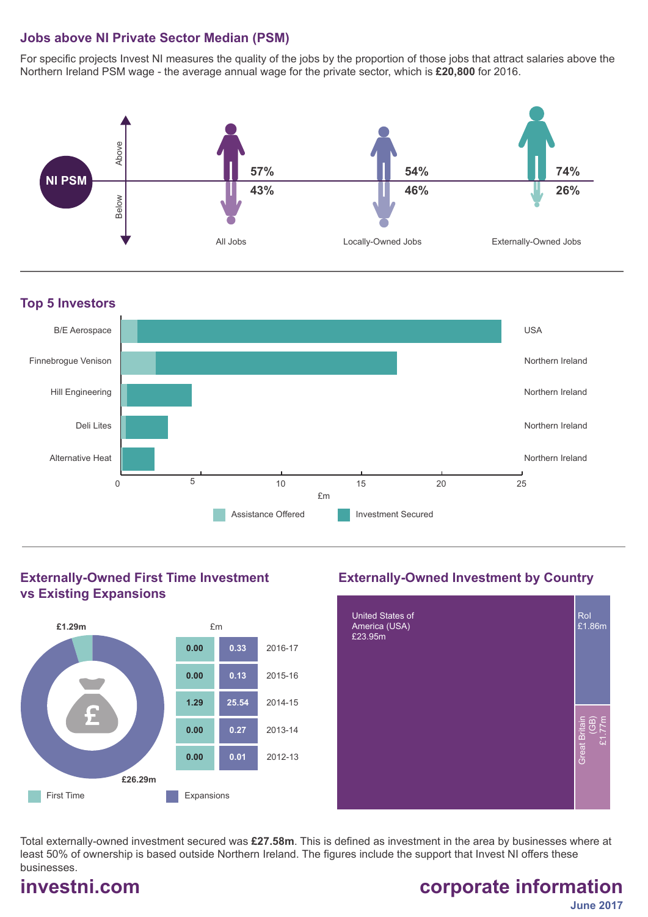## Jobs above NI Private Sector Median (PSM)

For specific projects Invest NI measures the quality of the jobs by the proportion of those jobs that attract salaries above the Northern Ireland PSM wage - the average annual wage for the private sector, which is **£20,800** for 2016.

NI PSM

Above

Below

57%
43%
All Jobs

54%
46%
Locally-Owned Jobs

74%
26%
Externally-Owned Jobs

## Top 5 Investors

B/E Aerospace — USA

Finnebrogue Venison — Northern Ireland

Hill Engineering — Northern Ireland

Deli Lites — Northern Ireland

Alternative Heat — Northern Ireland

0 5 10 15 20 25

£m

Assistance Offered

Investment Secured

## Externally-Owned First Time Investment vs Existing Expansions

£1.29m

£26.29m

First Time

Expansions

| First Time (£m) | Expansions (£m) | |
|---|---|---|
| 0.00 | 0.33 | 2016-17 |
| 0.00 | 0.13 | 2015-16 |
| 1.29 | 25.54 | 2014-15 |
| 0.00 | 0.27 | 2013-14 |
| 0.00 | 0.01 | 2012-13 |

## Externally-Owned Investment by Country

United States of America (USA) £23.95m

RoI £1.86m

Great Britain (GB) £1.77m

Total externally-owned investment secured was **£27.58m**. This is defined as investment in the area by businesses where at least 50% of ownership is based outside Northern Ireland. The figures include the support that Invest NI offers these businesses.

**investni.com**

**corporate information**

June 2017